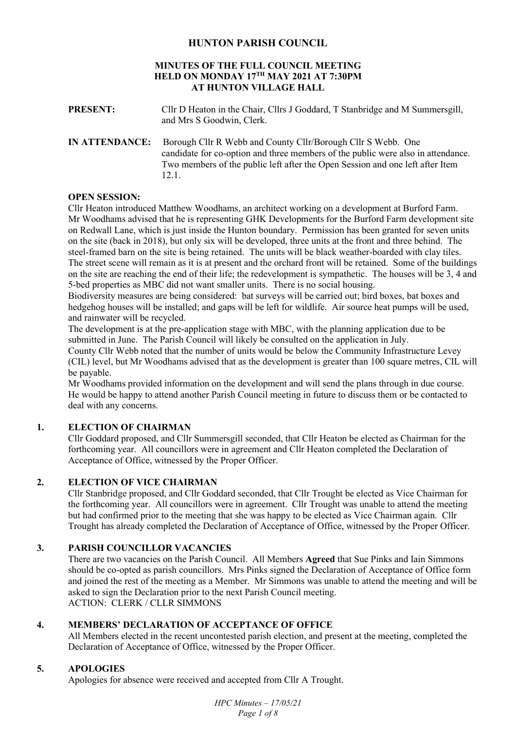# HUNTON PARISH COUNCIL

## MINUTES OF THE FULL COUNCIL MEETING HELD ON MONDAY 17TH MAY 2021 AT 7:30PM AT HUNTON VILLAGE HALL

**PRESENT:** Cllr D Heaton in the Chair, Cllrs J Goddard, T Stanbridge and M Summersgill, and Mrs S Goodwin, Clerk.

**IN ATTENDANCE:** Borough Cllr R Webb and County Cllr/Borough Cllr S Webb. One candidate for co-option and three members of the public were also in attendance. Two members of the public left after the Open Session and one left after Item 12.1.

**OPEN SESSION:**

Cllr Heaton introduced Matthew Woodhams, an architect working on a development at Burford Farm. Mr Woodhams advised that he is representing GHK Developments for the Burford Farm development site on Redwall Lane, which is just inside the Hunton boundary. Permission has been granted for seven units on the site (back in 2018), but only six will be developed, three units at the front and three behind. The steel-framed barn on the site is being retained. The units will be black weather-boarded with clay tiles. The street scene will remain as it is at present and the orchard front will be retained. Some of the buildings on the site are reaching the end of their life; the redevelopment is sympathetic. The houses will be 3, 4 and 5-bed properties as MBC did not want smaller units. There is no social housing.

Biodiversity measures are being considered: bat surveys will be carried out; bird boxes, bat boxes and hedgehog houses will be installed; and gaps will be left for wildlife. Air source heat pumps will be used, and rainwater will be recycled.

The development is at the pre-application stage with MBC, with the planning application due to be submitted in June. The Parish Council will likely be consulted on the application in July.

County Cllr Webb noted that the number of units would be below the Community Infrastructure Levey (CIL) level, but Mr Woodhams advised that as the development is greater than 100 square metres, CIL will be payable.

Mr Woodhams provided information on the development and will send the plans through in due course. He would be happy to attend another Parish Council meeting in future to discuss them or be contacted to deal with any concerns.

### 1. ELECTION OF CHAIRMAN

Cllr Goddard proposed, and Cllr Summersgill seconded, that Cllr Heaton be elected as Chairman for the forthcoming year. All councillors were in agreement and Cllr Heaton completed the Declaration of Acceptance of Office, witnessed by the Proper Officer.

### 2. ELECTION OF VICE CHAIRMAN

Cllr Stanbridge proposed, and Cllr Goddard seconded, that Cllr Trought be elected as Vice Chairman for the forthcoming year. All councillors were in agreement. Cllr Trought was unable to attend the meeting but had confirmed prior to the meeting that she was happy to be elected as Vice Chairman again. Cllr Trought has already completed the Declaration of Acceptance of Office, witnessed by the Proper Officer.

### 3. PARISH COUNCILLOR VACANCIES

There are two vacancies on the Parish Council. All Members **Agreed** that Sue Pinks and Iain Simmons should be co-opted as parish councillors. Mrs Pinks signed the Declaration of Acceptance of Office form and joined the rest of the meeting as a Member. Mr Simmons was unable to attend the meeting and will be asked to sign the Declaration prior to the next Parish Council meeting.

ACTION: CLERK / CLLR SIMMONS

### 4. MEMBERS' DECLARATION OF ACCEPTANCE OF OFFICE

All Members elected in the recent uncontested parish election, and present at the meeting, completed the Declaration of Acceptance of Office, witnessed by the Proper Officer.

### 5. APOLOGIES

Apologies for absence were received and accepted from Cllr A Trought.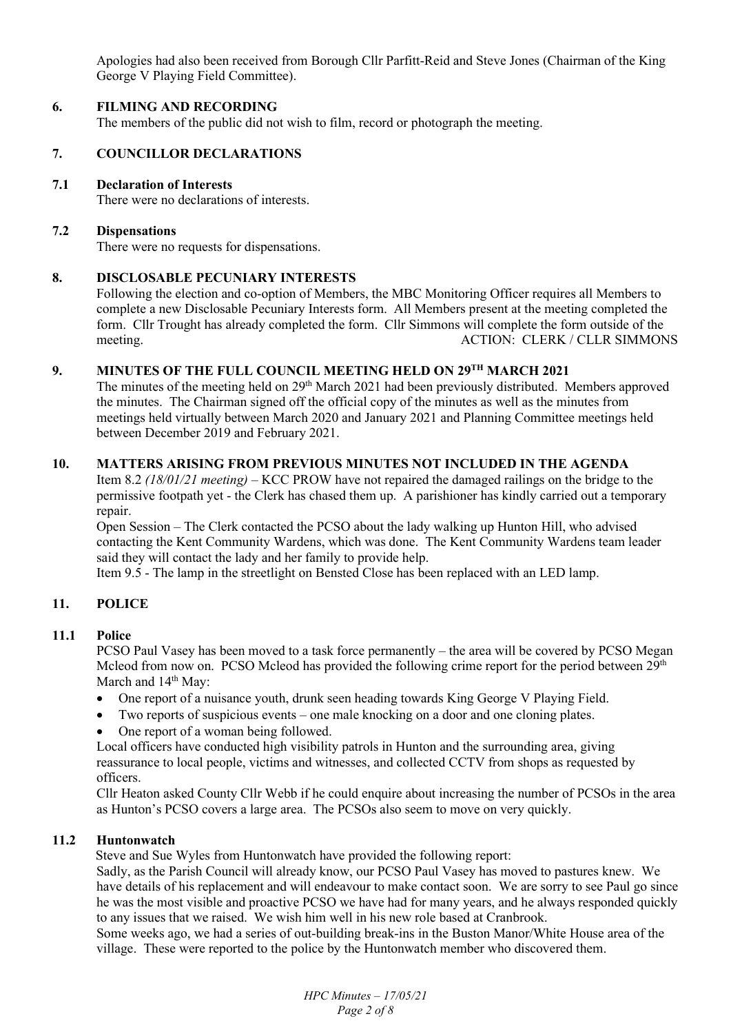Apologies had also been received from Borough Cllr Parfitt-Reid and Steve Jones (Chairman of the King George V Playing Field Committee).

## 6. FILMING AND RECORDING

The members of the public did not wish to film, record or photograph the meeting.

## 7. COUNCILLOR DECLARATIONS

### 7.1 Declaration of Interests

There were no declarations of interests.

### 7.2 Dispensations

There were no requests for dispensations.

## 8. DISCLOSABLE PECUNIARY INTERESTS

Following the election and co-option of Members, the MBC Monitoring Officer requires all Members to complete a new Disclosable Pecuniary Interests form. All Members present at the meeting completed the form. Cllr Trought has already completed the form. Cllr Simmons will complete the form outside of the meeting. ACTION: CLERK / CLLR SIMMONS

## 9. MINUTES OF THE FULL COUNCIL MEETING HELD ON 29TH MARCH 2021

The minutes of the meeting held on 29th March 2021 had been previously distributed. Members approved the minutes. The Chairman signed off the official copy of the minutes as well as the minutes from meetings held virtually between March 2020 and January 2021 and Planning Committee meetings held between December 2019 and February 2021.

## 10. MATTERS ARISING FROM PREVIOUS MINUTES NOT INCLUDED IN THE AGENDA

Item 8.2 *(18/01/21 meeting)* – KCC PROW have not repaired the damaged railings on the bridge to the permissive footpath yet - the Clerk has chased them up. A parishioner has kindly carried out a temporary repair.

Open Session – The Clerk contacted the PCSO about the lady walking up Hunton Hill, who advised contacting the Kent Community Wardens, which was done. The Kent Community Wardens team leader said they will contact the lady and her family to provide help.

Item 9.5 - The lamp in the streetlight on Bensted Close has been replaced with an LED lamp.

## 11. POLICE

### 11.1 Police

PCSO Paul Vasey has been moved to a task force permanently – the area will be covered by PCSO Megan Mcleod from now on. PCSO Mcleod has provided the following crime report for the period between 29th March and 14th May:

- One report of a nuisance youth, drunk seen heading towards King George V Playing Field.
- Two reports of suspicious events – one male knocking on a door and one cloning plates.
- One report of a woman being followed.

Local officers have conducted high visibility patrols in Hunton and the surrounding area, giving reassurance to local people, victims and witnesses, and collected CCTV from shops as requested by officers.

Cllr Heaton asked County Cllr Webb if he could enquire about increasing the number of PCSOs in the area as Hunton's PCSO covers a large area. The PCSOs also seem to move on very quickly.

### 11.2 Huntonwatch

Steve and Sue Wyles from Huntonwatch have provided the following report:

Sadly, as the Parish Council will already know, our PCSO Paul Vasey has moved to pastures knew. We have details of his replacement and will endeavour to make contact soon. We are sorry to see Paul go since he was the most visible and proactive PCSO we have had for many years, and he always responded quickly to any issues that we raised. We wish him well in his new role based at Cranbrook.

Some weeks ago, we had a series of out-building break-ins in the Buston Manor/White House area of the village. These were reported to the police by the Huntonwatch member who discovered them.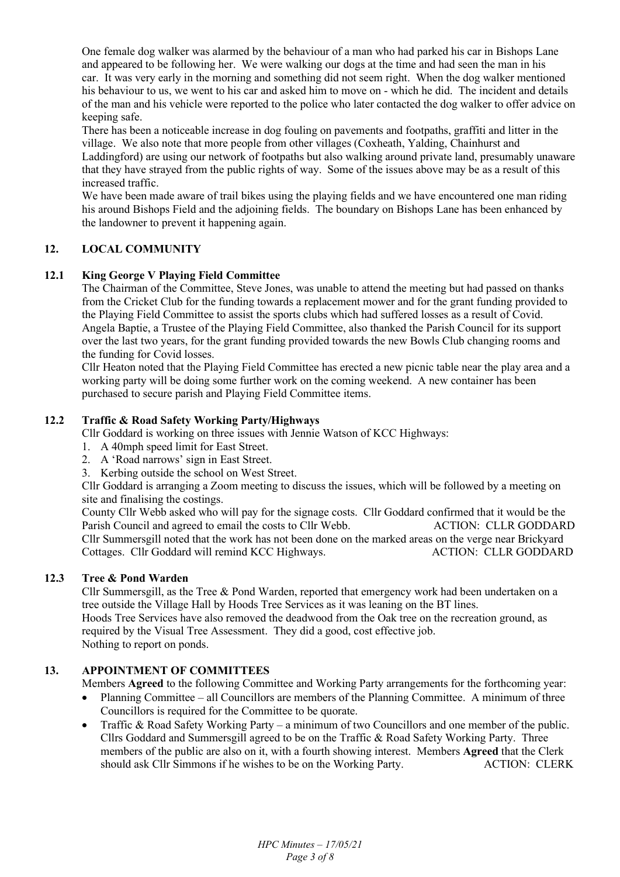One female dog walker was alarmed by the behaviour of a man who had parked his car in Bishops Lane and appeared to be following her. We were walking our dogs at the time and had seen the man in his car. It was very early in the morning and something did not seem right. When the dog walker mentioned his behaviour to us, we went to his car and asked him to move on - which he did. The incident and details of the man and his vehicle were reported to the police who later contacted the dog walker to offer advice on keeping safe.

There has been a noticeable increase in dog fouling on pavements and footpaths, graffiti and litter in the village. We also note that more people from other villages (Coxheath, Yalding, Chainhurst and Laddingford) are using our network of footpaths but also walking around private land, presumably unaware that they have strayed from the public rights of way. Some of the issues above may be as a result of this increased traffic.

We have been made aware of trail bikes using the playing fields and we have encountered one man riding his around Bishops Field and the adjoining fields. The boundary on Bishops Lane has been enhanced by the landowner to prevent it happening again.

## 12. LOCAL COMMUNITY

### 12.1 King George V Playing Field Committee

The Chairman of the Committee, Steve Jones, was unable to attend the meeting but had passed on thanks from the Cricket Club for the funding towards a replacement mower and for the grant funding provided to the Playing Field Committee to assist the sports clubs which had suffered losses as a result of Covid. Angela Baptie, a Trustee of the Playing Field Committee, also thanked the Parish Council for its support over the last two years, for the grant funding provided towards the new Bowls Club changing rooms and the funding for Covid losses.

Cllr Heaton noted that the Playing Field Committee has erected a new picnic table near the play area and a working party will be doing some further work on the coming weekend. A new container has been purchased to secure parish and Playing Field Committee items.

### 12.2 Traffic & Road Safety Working Party/Highways

Cllr Goddard is working on three issues with Jennie Watson of KCC Highways:

1. A 40mph speed limit for East Street.
2. A 'Road narrows' sign in East Street.
3. Kerbing outside the school on West Street.

Cllr Goddard is arranging a Zoom meeting to discuss the issues, which will be followed by a meeting on site and finalising the costings.

County Cllr Webb asked who will pay for the signage costs. Cllr Goddard confirmed that it would be the Parish Council and agreed to email the costs to Cllr Webb. ACTION: CLLR GODDARD

Cllr Summersgill noted that the work has not been done on the marked areas on the verge near Brickyard Cottages. Cllr Goddard will remind KCC Highways. ACTION: CLLR GODDARD

### 12.3 Tree & Pond Warden

Cllr Summersgill, as the Tree & Pond Warden, reported that emergency work had been undertaken on a tree outside the Village Hall by Hoods Tree Services as it was leaning on the BT lines.

Hoods Tree Services have also removed the deadwood from the Oak tree on the recreation ground, as required by the Visual Tree Assessment. They did a good, cost effective job.

Nothing to report on ponds.

## 13. APPOINTMENT OF COMMITTEES

Members **Agreed** to the following Committee and Working Party arrangements for the forthcoming year:

- Planning Committee – all Councillors are members of the Planning Committee. A minimum of three Councillors is required for the Committee to be quorate.
- Traffic & Road Safety Working Party – a minimum of two Councillors and one member of the public. Cllrs Goddard and Summersgill agreed to be on the Traffic & Road Safety Working Party. Three members of the public are also on it, with a fourth showing interest. Members **Agreed** that the Clerk should ask Cllr Simmons if he wishes to be on the Working Party. ACTION: CLERK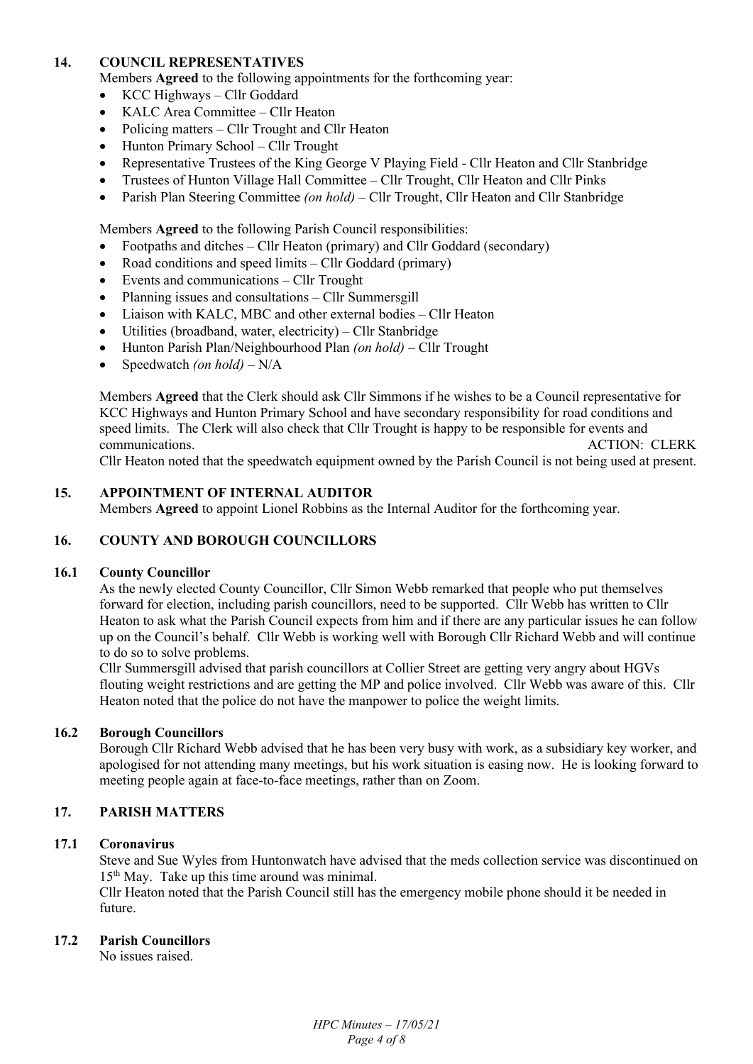## 14. COUNCIL REPRESENTATIVES

Members **Agreed** to the following appointments for the forthcoming year:

- KCC Highways – Cllr Goddard
- KALC Area Committee – Cllr Heaton
- Policing matters – Cllr Trought and Cllr Heaton
- Hunton Primary School – Cllr Trought
- Representative Trustees of the King George V Playing Field - Cllr Heaton and Cllr Stanbridge
- Trustees of Hunton Village Hall Committee – Cllr Trought, Cllr Heaton and Cllr Pinks
- Parish Plan Steering Committee *(on hold)* – Cllr Trought, Cllr Heaton and Cllr Stanbridge

Members **Agreed** to the following Parish Council responsibilities:

- Footpaths and ditches – Cllr Heaton (primary) and Cllr Goddard (secondary)
- Road conditions and speed limits – Cllr Goddard (primary)
- Events and communications – Cllr Trought
- Planning issues and consultations – Cllr Summersgill
- Liaison with KALC, MBC and other external bodies – Cllr Heaton
- Utilities (broadband, water, electricity) – Cllr Stanbridge
- Hunton Parish Plan/Neighbourhood Plan *(on hold)* – Cllr Trought
- Speedwatch *(on hold)* – N/A

Members **Agreed** that the Clerk should ask Cllr Simmons if he wishes to be a Council representative for KCC Highways and Hunton Primary School and have secondary responsibility for road conditions and speed limits. The Clerk will also check that Cllr Trought is happy to be responsible for events and communications. ACTION: CLERK

Cllr Heaton noted that the speedwatch equipment owned by the Parish Council is not being used at present.

## 15. APPOINTMENT OF INTERNAL AUDITOR

Members **Agreed** to appoint Lionel Robbins as the Internal Auditor for the forthcoming year.

## 16. COUNTY AND BOROUGH COUNCILLORS

### 16.1 County Councillor

As the newly elected County Councillor, Cllr Simon Webb remarked that people who put themselves forward for election, including parish councillors, need to be supported. Cllr Webb has written to Cllr Heaton to ask what the Parish Council expects from him and if there are any particular issues he can follow up on the Council's behalf. Cllr Webb is working well with Borough Cllr Richard Webb and will continue to do so to solve problems.

Cllr Summersgill advised that parish councillors at Collier Street are getting very angry about HGVs flouting weight restrictions and are getting the MP and police involved. Cllr Webb was aware of this. Cllr Heaton noted that the police do not have the manpower to police the weight limits.

### 16.2 Borough Councillors

Borough Cllr Richard Webb advised that he has been very busy with work, as a subsidiary key worker, and apologised for not attending many meetings, but his work situation is easing now. He is looking forward to meeting people again at face-to-face meetings, rather than on Zoom.

## 17. PARISH MATTERS

### 17.1 Coronavirus

Steve and Sue Wyles from Huntonwatch have advised that the meds collection service was discontinued on 15th May. Take up this time around was minimal.

Cllr Heaton noted that the Parish Council still has the emergency mobile phone should it be needed in future.

### 17.2 Parish Councillors

No issues raised.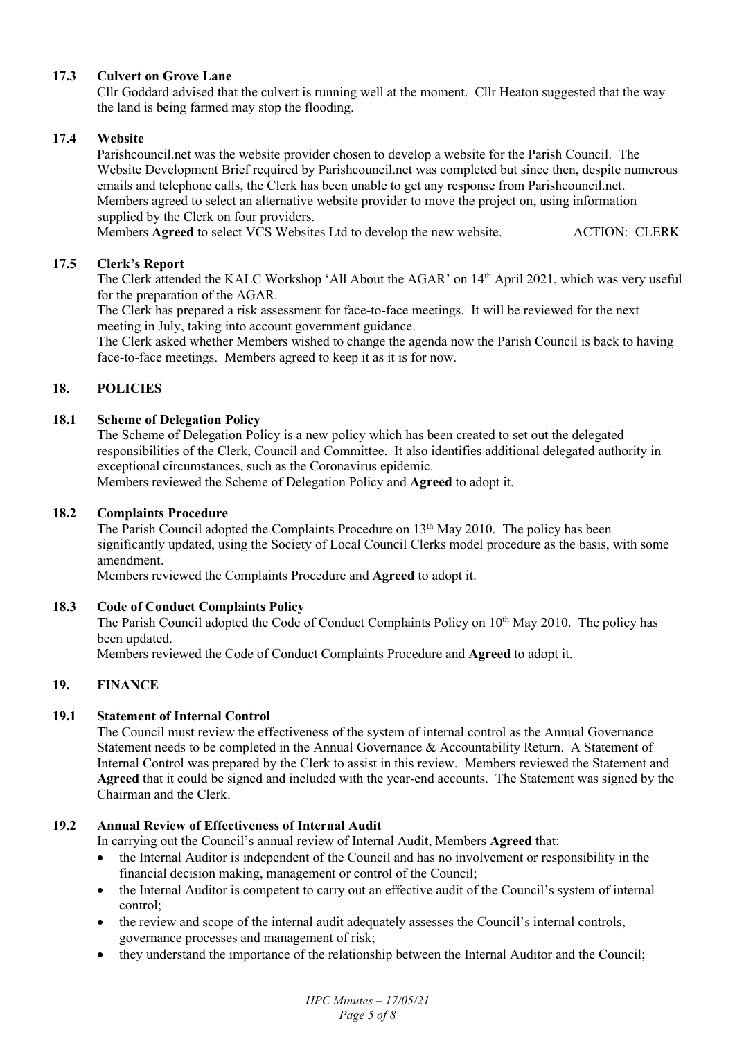**17.3 Culvert on Grove Lane**

Cllr Goddard advised that the culvert is running well at the moment. Cllr Heaton suggested that the way the land is being farmed may stop the flooding.

**17.4 Website**

Parishcouncil.net was the website provider chosen to develop a website for the Parish Council. The Website Development Brief required by Parishcouncil.net was completed but since then, despite numerous emails and telephone calls, the Clerk has been unable to get any response from Parishcouncil.net. Members agreed to select an alternative website provider to move the project on, using information supplied by the Clerk on four providers.

Members **Agreed** to select VCS Websites Ltd to develop the new website. ACTION: CLERK

**17.5 Clerk's Report**

The Clerk attended the KALC Workshop 'All About the AGAR' on 14th April 2021, which was very useful for the preparation of the AGAR.

The Clerk has prepared a risk assessment for face-to-face meetings. It will be reviewed for the next meeting in July, taking into account government guidance.

The Clerk asked whether Members wished to change the agenda now the Parish Council is back to having face-to-face meetings. Members agreed to keep it as it is for now.

## 18. POLICIES

**18.1 Scheme of Delegation Policy**

The Scheme of Delegation Policy is a new policy which has been created to set out the delegated responsibilities of the Clerk, Council and Committee. It also identifies additional delegated authority in exceptional circumstances, such as the Coronavirus epidemic.

Members reviewed the Scheme of Delegation Policy and **Agreed** to adopt it.

**18.2 Complaints Procedure**

The Parish Council adopted the Complaints Procedure on 13th May 2010. The policy has been significantly updated, using the Society of Local Council Clerks model procedure as the basis, with some amendment.

Members reviewed the Complaints Procedure and **Agreed** to adopt it.

**18.3 Code of Conduct Complaints Policy**

The Parish Council adopted the Code of Conduct Complaints Policy on 10th May 2010. The policy has been updated.

Members reviewed the Code of Conduct Complaints Procedure and **Agreed** to adopt it.

## 19. FINANCE

**19.1 Statement of Internal Control**

The Council must review the effectiveness of the system of internal control as the Annual Governance Statement needs to be completed in the Annual Governance & Accountability Return. A Statement of Internal Control was prepared by the Clerk to assist in this review. Members reviewed the Statement and **Agreed** that it could be signed and included with the year-end accounts. The Statement was signed by the Chairman and the Clerk.

**19.2 Annual Review of Effectiveness of Internal Audit**

In carrying out the Council's annual review of Internal Audit, Members **Agreed** that:

- the Internal Auditor is independent of the Council and has no involvement or responsibility in the financial decision making, management or control of the Council;
- the Internal Auditor is competent to carry out an effective audit of the Council's system of internal control;
- the review and scope of the internal audit adequately assesses the Council's internal controls, governance processes and management of risk;
- they understand the importance of the relationship between the Internal Auditor and the Council;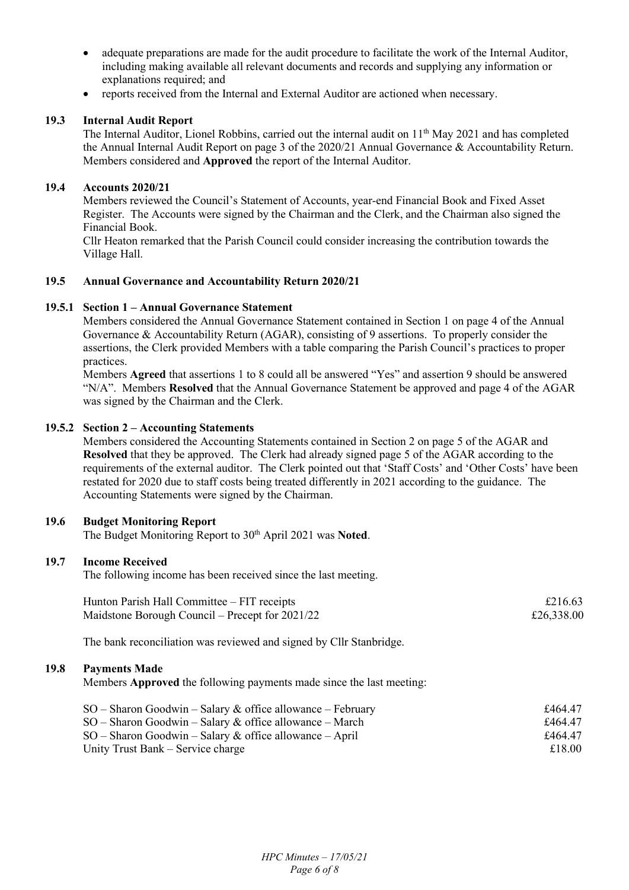- adequate preparations are made for the audit procedure to facilitate the work of the Internal Auditor, including making available all relevant documents and records and supplying any information or explanations required; and
- reports received from the Internal and External Auditor are actioned when necessary.

### 19.3 Internal Audit Report

The Internal Auditor, Lionel Robbins, carried out the internal audit on 11th May 2021 and has completed the Annual Internal Audit Report on page 3 of the 2020/21 Annual Governance & Accountability Return. Members considered and **Approved** the report of the Internal Auditor.

### 19.4 Accounts 2020/21

Members reviewed the Council's Statement of Accounts, year-end Financial Book and Fixed Asset Register. The Accounts were signed by the Chairman and the Clerk, and the Chairman also signed the Financial Book.

Cllr Heaton remarked that the Parish Council could consider increasing the contribution towards the Village Hall.

### 19.5 Annual Governance and Accountability Return 2020/21

#### 19.5.1 Section 1 – Annual Governance Statement

Members considered the Annual Governance Statement contained in Section 1 on page 4 of the Annual Governance & Accountability Return (AGAR), consisting of 9 assertions. To properly consider the assertions, the Clerk provided Members with a table comparing the Parish Council's practices to proper practices.

Members **Agreed** that assertions 1 to 8 could all be answered "Yes" and assertion 9 should be answered "N/A". Members **Resolved** that the Annual Governance Statement be approved and page 4 of the AGAR was signed by the Chairman and the Clerk.

#### 19.5.2 Section 2 – Accounting Statements

Members considered the Accounting Statements contained in Section 2 on page 5 of the AGAR and **Resolved** that they be approved. The Clerk had already signed page 5 of the AGAR according to the requirements of the external auditor. The Clerk pointed out that 'Staff Costs' and 'Other Costs' have been restated for 2020 due to staff costs being treated differently in 2021 according to the guidance. The Accounting Statements were signed by the Chairman.

### 19.6 Budget Monitoring Report

The Budget Monitoring Report to 30th April 2021 was **Noted**.

### 19.7 Income Received

The following income has been received since the last meeting.

| | |
|---|---|
| Hunton Parish Hall Committee – FIT receipts | £216.63 |
| Maidstone Borough Council – Precept for 2021/22 | £26,338.00 |

The bank reconciliation was reviewed and signed by Cllr Stanbridge.

### 19.8 Payments Made

Members **Approved** the following payments made since the last meeting:

| | |
|---|---|
| SO – Sharon Goodwin – Salary & office allowance – February | £464.47 |
| SO – Sharon Goodwin – Salary & office allowance – March | £464.47 |
| SO – Sharon Goodwin – Salary & office allowance – April | £464.47 |
| Unity Trust Bank – Service charge | £18.00 |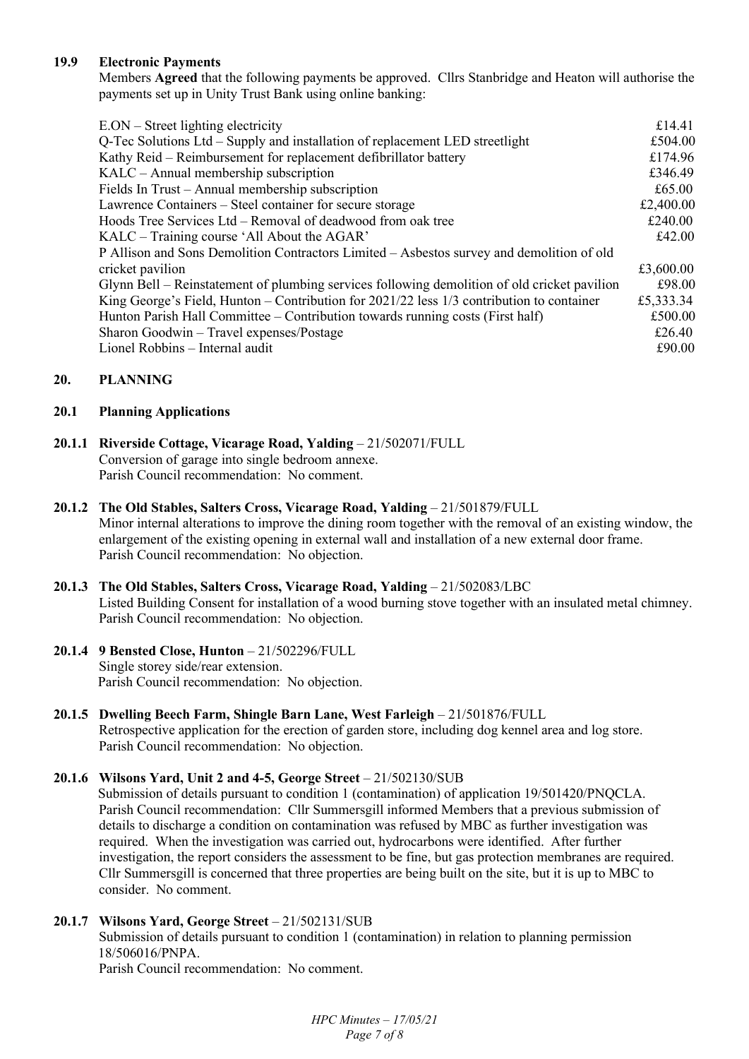### 19.9 Electronic Payments

Members **Agreed** that the following payments be approved. Cllrs Stanbridge and Heaton will authorise the payments set up in Unity Trust Bank using online banking:

| | |
|---|---|
| E.ON – Street lighting electricity | £14.41 |
| Q-Tec Solutions Ltd – Supply and installation of replacement LED streetlight | £504.00 |
| Kathy Reid – Reimbursement for replacement defibrillator battery | £174.96 |
| KALC – Annual membership subscription | £346.49 |
| Fields In Trust – Annual membership subscription | £65.00 |
| Lawrence Containers – Steel container for secure storage | £2,400.00 |
| Hoods Tree Services Ltd – Removal of deadwood from oak tree | £240.00 |
| KALC – Training course 'All About the AGAR' | £42.00 |
| P Allison and Sons Demolition Contractors Limited – Asbestos survey and demolition of old cricket pavilion | £3,600.00 |
| Glynn Bell – Reinstatement of plumbing services following demolition of old cricket pavilion | £98.00 |
| King George's Field, Hunton – Contribution for 2021/22 less 1/3 contribution to container | £5,333.34 |
| Hunton Parish Hall Committee – Contribution towards running costs (First half) | £500.00 |
| Sharon Goodwin – Travel expenses/Postage | £26.40 |
| Lionel Robbins – Internal audit | £90.00 |

## 20. PLANNING

### 20.1 Planning Applications

**20.1.1 Riverside Cottage, Vicarage Road, Yalding** – 21/502071/FULL
Conversion of garage into single bedroom annexe.
Parish Council recommendation: No comment.

**20.1.2 The Old Stables, Salters Cross, Vicarage Road, Yalding** – 21/501879/FULL
Minor internal alterations to improve the dining room together with the removal of an existing window, the enlargement of the existing opening in external wall and installation of a new external door frame.
Parish Council recommendation: No objection.

**20.1.3 The Old Stables, Salters Cross, Vicarage Road, Yalding** – 21/502083/LBC
Listed Building Consent for installation of a wood burning stove together with an insulated metal chimney.
Parish Council recommendation: No objection.

**20.1.4 9 Bensted Close, Hunton** – 21/502296/FULL
Single storey side/rear extension.
Parish Council recommendation: No objection.

**20.1.5 Dwelling Beech Farm, Shingle Barn Lane, West Farleigh** – 21/501876/FULL
Retrospective application for the erection of garden store, including dog kennel area and log store.
Parish Council recommendation: No objection.

**20.1.6 Wilsons Yard, Unit 2 and 4-5, George Street** – 21/502130/SUB
Submission of details pursuant to condition 1 (contamination) of application 19/501420/PNQCLA.
Parish Council recommendation: Cllr Summersgill informed Members that a previous submission of details to discharge a condition on contamination was refused by MBC as further investigation was required. When the investigation was carried out, hydrocarbons were identified. After further investigation, the report considers the assessment to be fine, but gas protection membranes are required. Cllr Summersgill is concerned that three properties are being built on the site, but it is up to MBC to consider. No comment.

**20.1.7 Wilsons Yard, George Street** – 21/502131/SUB
Submission of details pursuant to condition 1 (contamination) in relation to planning permission 18/506016/PNPA.
Parish Council recommendation: No comment.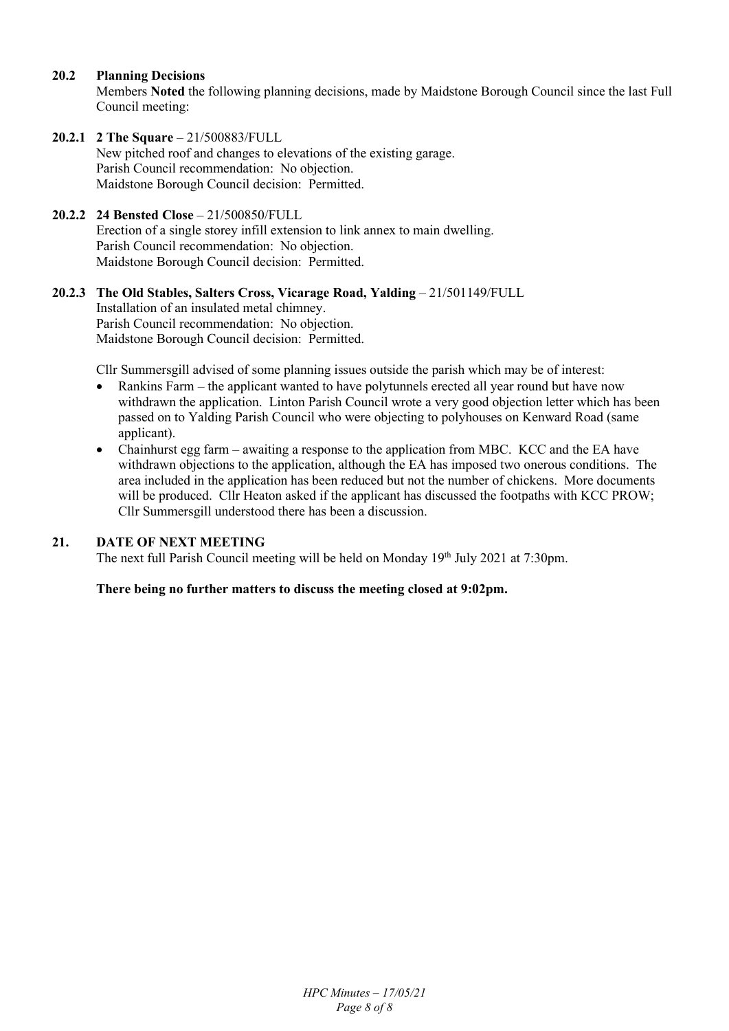### 20.2 Planning Decisions

Members **Noted** the following planning decisions, made by Maidstone Borough Council since the last Full Council meeting:

**20.2.1 2 The Square** – 21/500883/FULL
New pitched roof and changes to elevations of the existing garage.
Parish Council recommendation: No objection.
Maidstone Borough Council decision: Permitted.

**20.2.2 24 Bensted Close** – 21/500850/FULL
Erection of a single storey infill extension to link annex to main dwelling.
Parish Council recommendation: No objection.
Maidstone Borough Council decision: Permitted.

**20.2.3 The Old Stables, Salters Cross, Vicarage Road, Yalding** – 21/501149/FULL
Installation of an insulated metal chimney.
Parish Council recommendation: No objection.
Maidstone Borough Council decision: Permitted.

Cllr Summersgill advised of some planning issues outside the parish which may be of interest:

- Rankins Farm – the applicant wanted to have polytunnels erected all year round but have now withdrawn the application. Linton Parish Council wrote a very good objection letter which has been passed on to Yalding Parish Council who were objecting to polyhouses on Kenward Road (same applicant).
- Chainhurst egg farm – awaiting a response to the application from MBC. KCC and the EA have withdrawn objections to the application, although the EA has imposed two onerous conditions. The area included in the application has been reduced but not the number of chickens. More documents will be produced. Cllr Heaton asked if the applicant has discussed the footpaths with KCC PROW; Cllr Summersgill understood there has been a discussion.

## 21. DATE OF NEXT MEETING

The next full Parish Council meeting will be held on Monday 19th July 2021 at 7:30pm.

**There being no further matters to discuss the meeting closed at 9:02pm.**